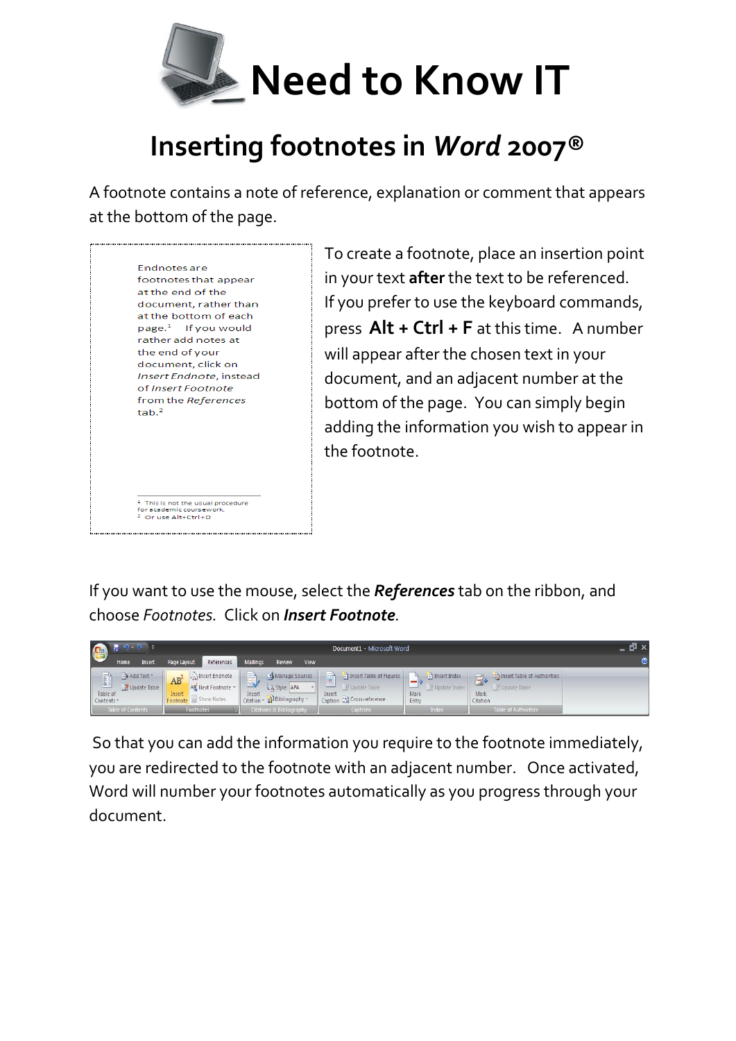# Need to Know IT

## Inserting footnotes in *Word* 2007®

A footnote contains a note of reference, explanation or comment that appears at the bottom of the page.

Endnotes are footnotes that appear at the end of the document, rather than at the bottom of each page.[1] If you would rather add notes at the end of your document, click on *Insert Endnote*, instead of *Insert Footnote* from the *References* tab.[2]

[1] This is not the usual procedure for academic coursework.
[2] Or use Alt+Ctrl+D

To create a footnote, place an insertion point in your text **after** the text to be referenced. If you prefer to use the keyboard commands, press **Alt + Ctrl + F** at this time. A number will appear after the chosen text in your document, and an adjacent number at the bottom of the page. You can simply begin adding the information you wish to appear in the footnote.

If you want to use the mouse, select the ***References*** tab on the ribbon, and choose *Footnotes.* Click on ***Insert Footnote***.

So that you can add the information you require to the footnote immediately, you are redirected to the footnote with an adjacent number. Once activated, Word will number your footnotes automatically as you progress through your document.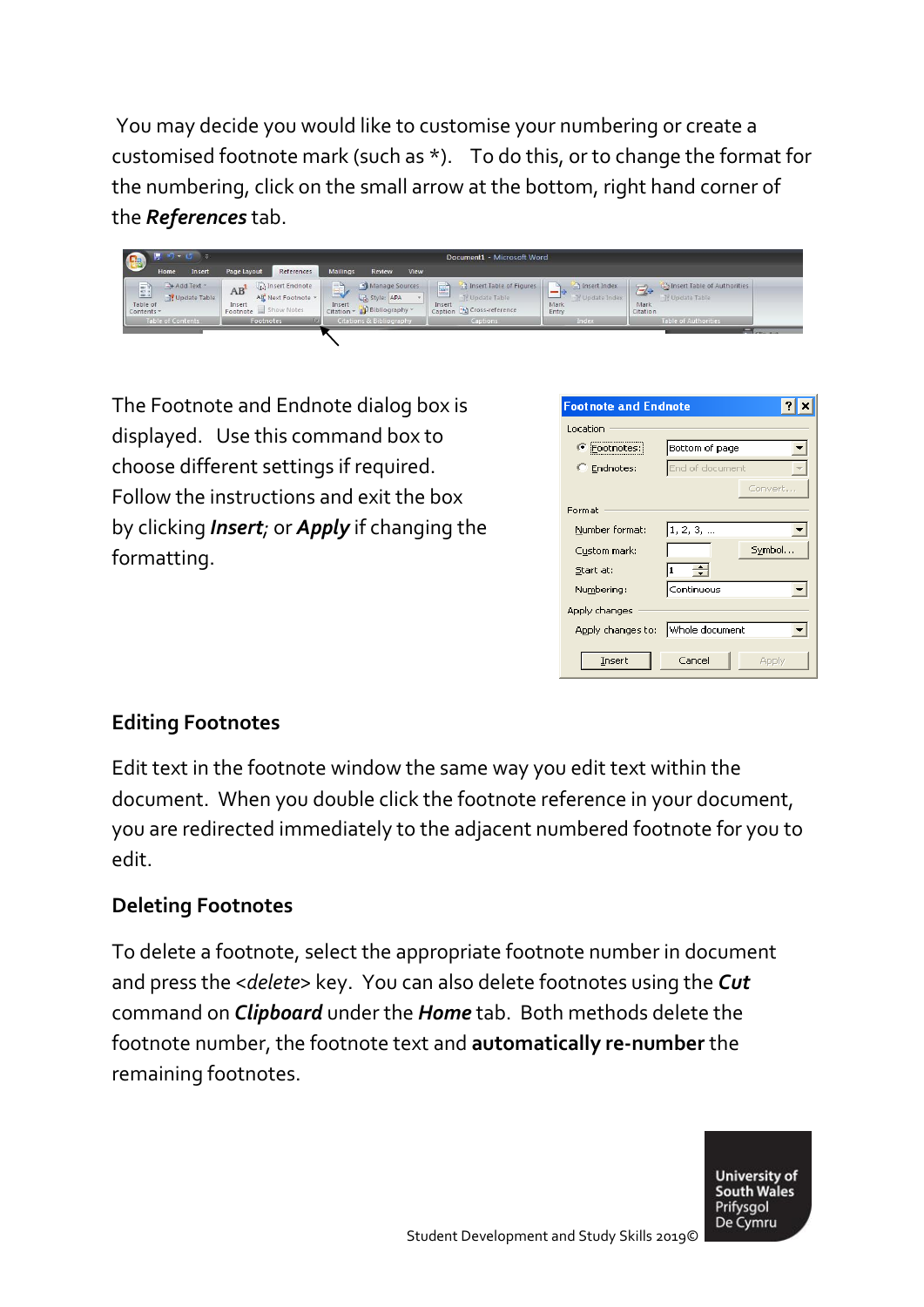You may decide you would like to customise your numbering or create a customised footnote mark (such as *). To do this, or to change the format for the numbering, click on the small arrow at the bottom, right hand corner of the ***References*** tab.

The Footnote and Endnote dialog box is displayed. Use this command box to choose different settings if required. Follow the instructions and exit the box by clicking ***Insert***; or ***Apply*** if changing the formatting.

## Editing Footnotes

Edit text in the footnote window the same way you edit text within the document. When you double click the footnote reference in your document, you are redirected immediately to the adjacent numbered footnote for you to edit.

## Deleting Footnotes

To delete a footnote, select the appropriate footnote number in document and press the <*delete*> key. You can also delete footnotes using the ***Cut*** command on ***Clipboard*** under the ***Home*** tab. Both methods delete the footnote number, the footnote text and **automatically re-number** the remaining footnotes.